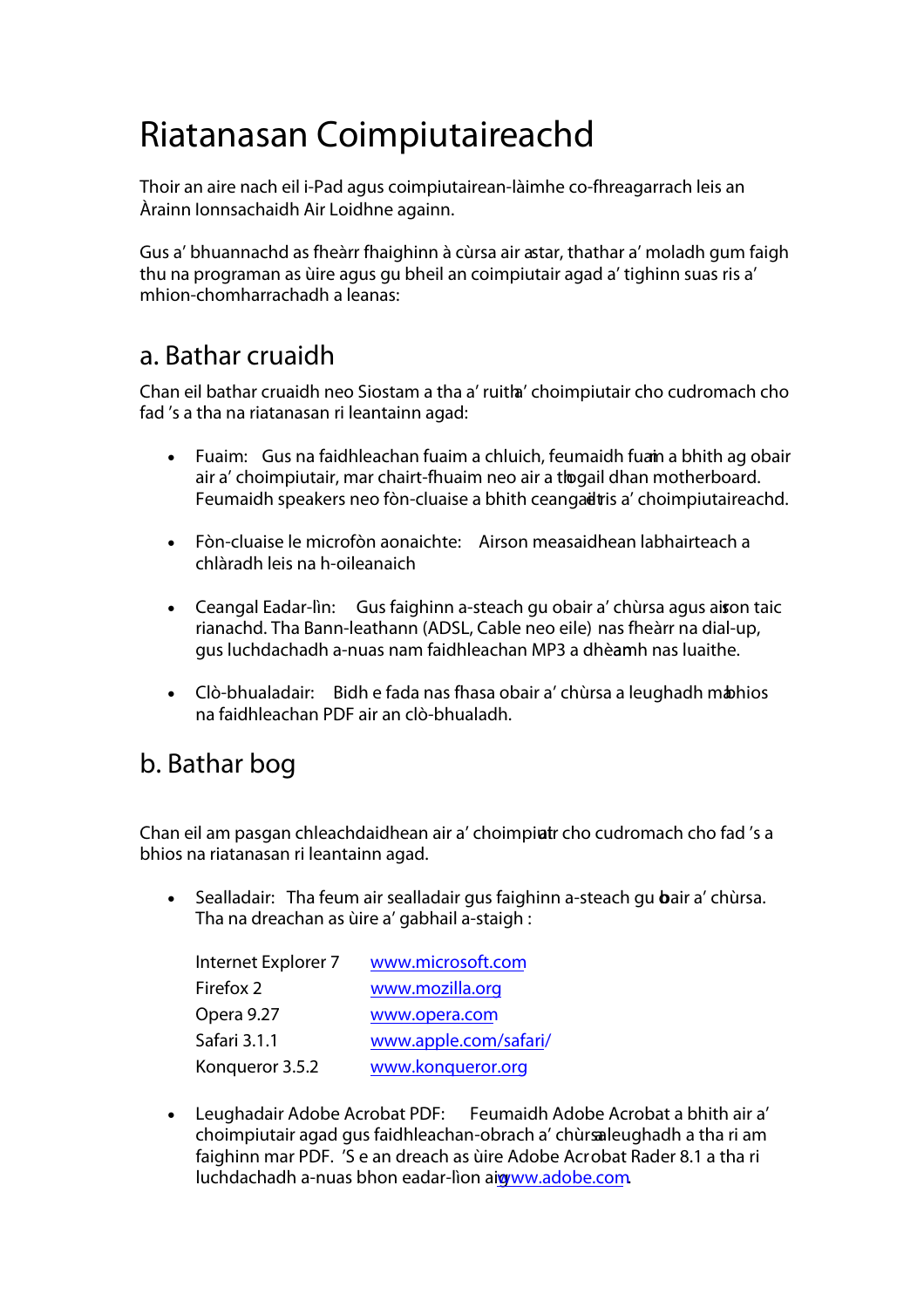# Riatanasan Coimpiutaireachd

Thoir an aire nach eil i-Pad agus coimpiutairean-làimhe co-fhreagarrach leis an Àrainn Ionnsachaidh Air Loidhne againn.

Gus a' bhuannachd as fheàrr fhaighinn à cùrsa air astar, thathar a' moladh gum faigh thu na programan as ùire agus gu bheil an coimpiutair agad a' tighinn suas ris a' mhion-chomharrachadh a leanas:

## a. Bathar cruaidh

Chan eil bathar cruaidh neo Siostam a tha a' ruith a' choimpiutair cho cudromach cho fad 's a tha na riatanasan ri leantainn agad:

- Fuaim: Gus na faidhleachan fuaim a chluich, feumaidh fuaim a bhith ag obair air a' choimpiutair, mar chairt-fhuaim neo air a thogail dhan motherboard. Feumaidh speakers neo fòn-cluaise a bhith ceangailte ris a' choimpiutaireachd.

- Fòn-cluaise le microfòn aonaichte: Airson measaidhean labhairteach a chlàradh leis na h-oileanaich

- Ceangal Eadar-lìn: Gus faighinn a-steach gu obair a' chùrsa agus airson taic rianachd. Tha Bann-leathann (ADSL, Cable neo eile) nas fheàrr na dial-up, gus luchdachadh a-nuas nam faidhleachan MP3 a dhèanamh nas luaithe.

- Clò-bhualadair: Bidh e fada nas fhasa obair a' chùrsa a leughadh ma bhios na faidhleachan PDF air an clò-bhualadh.

## b. Bathar bog

Chan eil am pasgan chleachdaidhean air a' choimpiutair cho cudromach cho fad 's a bhios na riatanasan ri leantainn agad.

- Sealladair: Tha feum air sealladair gus faighinn a-steach gu obair a' chùrsa. Tha na dreachan as ùire a' gabhail a-staigh :

  | | |
  |---|---|
  | Internet Explorer 7 | www.microsoft.com |
  | Firefox 2 | www.mozilla.org |
  | Opera 9.27 | www.opera.com |
  | Safari 3.1.1 | www.apple.com/safari/ |
  | Konqueror 3.5.2 | www.konqueror.org |

- Leughadair Adobe Acrobat PDF: Feumaidh Adobe Acrobat a bhith air a' choimpiutair agad gus faidhleachan-obrach a' chùrsa a leughadh a tha ri am faighinn mar PDF. 'S e an dreach as ùire Adobe Acrobat Rader 8.1 a tha ri luchdachadh a-nuas bhon eadar-lìon aig www.adobe.com.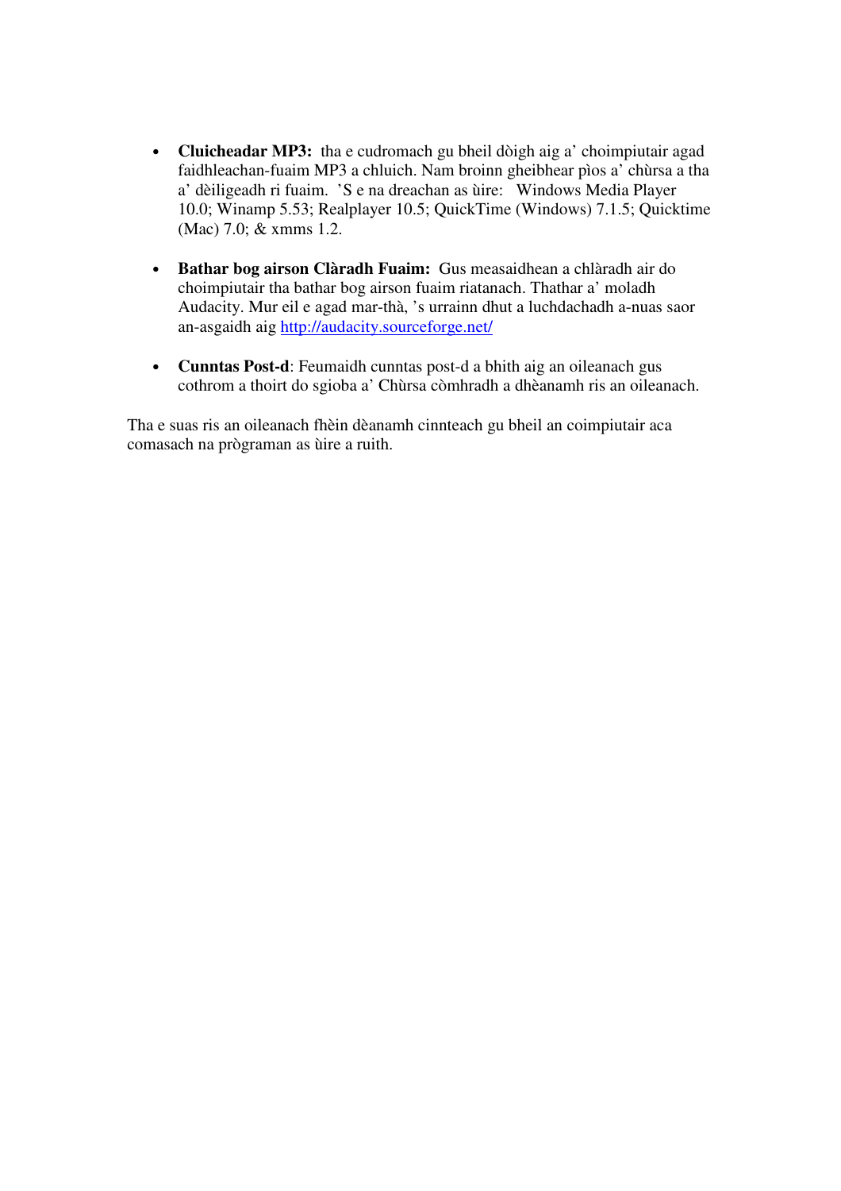- **Cluicheadar MP3:** tha e cudromach gu bheil dòigh aig a' choimpiutair agad faidhleachan-fuaim MP3 a chluich. Nam broinn gheibhear pìos a' chùrsa a tha a' dèiligeadh ri fuaim. 'S e na dreachan as ùire: Windows Media Player 10.0; Winamp 5.53; Realplayer 10.5; QuickTime (Windows) 7.1.5; Quicktime (Mac) 7.0; & xmms 1.2.

- **Bathar bog airson Clàradh Fuaim:** Gus measaidhean a chlàradh air do choimpiutair tha bathar bog airson fuaim riatanach. Thathar a' moladh Audacity. Mur eil e agad mar-thà, 's urrainn dhut a luchdachadh a-nuas saor an-asgaidh aig http://audacity.sourceforge.net/

- **Cunntas Post-d**: Feumaidh cunntas post-d a bhith aig an oileanach gus cothrom a thoirt do sgioba a' Chùrsa còmhradh a dhèanamh ris an oileanach.

Tha e suas ris an oileanach fhèin dèanamh cinnteach gu bheil an coimpiutair aca comasach na prògraman as ùire a ruith.